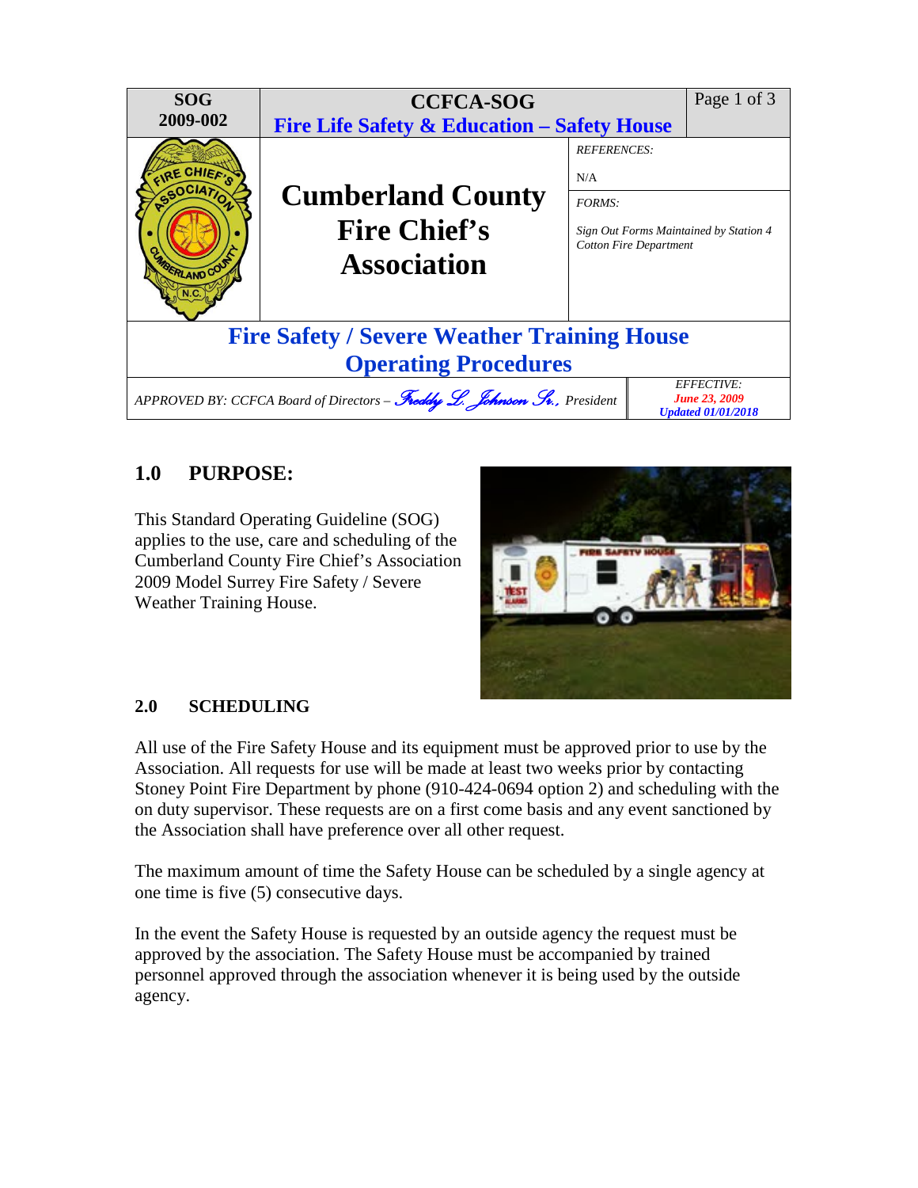| SOG 2009-002 | CCFCA-SOG<br>Fire Life Safety & Education – Safety House | |
|---|---|---|
| | **Cumberland County Fire Chief's Association** | *REFERENCES:*<br>N/A<br>*FORMS:*<br>*Sign Out Forms Maintained by Station 4 Cotton Fire Department* |

## Fire Safety / Severe Weather Training House Operating Procedures

| *APPROVED BY: CCFCA Board of Directors – Freddy L. Johnson Sr., President* | *EFFECTIVE:*<br>*June 23, 2009*<br>*Updated 01/01/2018* |
|---|---|

## 1.0 PURPOSE:

This Standard Operating Guideline (SOG) applies to the use, care and scheduling of the Cumberland County Fire Chief's Association 2009 Model Surrey Fire Safety / Severe Weather Training House.

### 2.0 SCHEDULING

All use of the Fire Safety House and its equipment must be approved prior to use by the Association. All requests for use will be made at least two weeks prior by contacting Stoney Point Fire Department by phone (910-424-0694 option 2) and scheduling with the on duty supervisor. These requests are on a first come basis and any event sanctioned by the Association shall have preference over all other request.

The maximum amount of time the Safety House can be scheduled by a single agency at one time is five (5) consecutive days.

In the event the Safety House is requested by an outside agency the request must be approved by the association. The Safety House must be accompanied by trained personnel approved through the association whenever it is being used by the outside agency.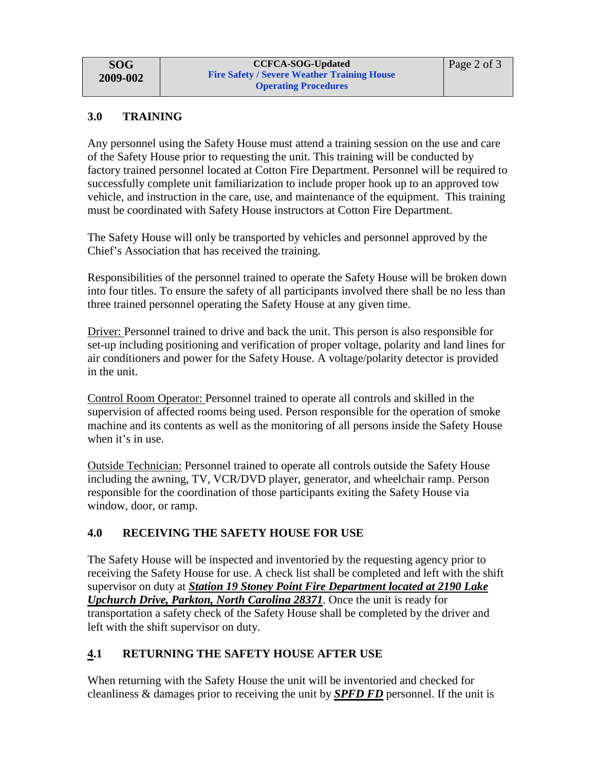## 3.0 TRAINING

Any personnel using the Safety House must attend a training session on the use and care of the Safety House prior to requesting the unit. This training will be conducted by factory trained personnel located at Cotton Fire Department. Personnel will be required to successfully complete unit familiarization to include proper hook up to an approved tow vehicle, and instruction in the care, use, and maintenance of the equipment. This training must be coordinated with Safety House instructors at Cotton Fire Department.

The Safety House will only be transported by vehicles and personnel approved by the Chief's Association that has received the training.

Responsibilities of the personnel trained to operate the Safety House will be broken down into four titles. To ensure the safety of all participants involved there shall be no less than three trained personnel operating the Safety House at any given time.

<u>Driver:</u> Personnel trained to drive and back the unit. This person is also responsible for set-up including positioning and verification of proper voltage, polarity and land lines for air conditioners and power for the Safety House. A voltage/polarity detector is provided in the unit.

<u>Control Room Operator:</u> Personnel trained to operate all controls and skilled in the supervision of affected rooms being used. Person responsible for the operation of smoke machine and its contents as well as the monitoring of all persons inside the Safety House when it's in use.

<u>Outside Technician:</u> Personnel trained to operate all controls outside the Safety House including the awning, TV, VCR/DVD player, generator, and wheelchair ramp. Person responsible for the coordination of those participants exiting the Safety House via window, door, or ramp.

## 4.0 RECEIVING THE SAFETY HOUSE FOR USE

The Safety House will be inspected and inventoried by the requesting agency prior to receiving the Safety House for use. A check list shall be completed and left with the shift supervisor on duty at ***<u>Station 19 Stoney Point Fire Department located at 2190 Lake Upchurch Drive, Parkton, North Carolina 28371</u>***. Once the unit is ready for transportation a safety check of the Safety House shall be completed by the driver and left with the shift supervisor on duty.

## 4.1 RETURNING THE SAFETY HOUSE AFTER USE

When returning with the Safety House the unit will be inventoried and checked for cleanliness & damages prior to receiving the unit by ***<u>SPFD FD</u>*** personnel. If the unit is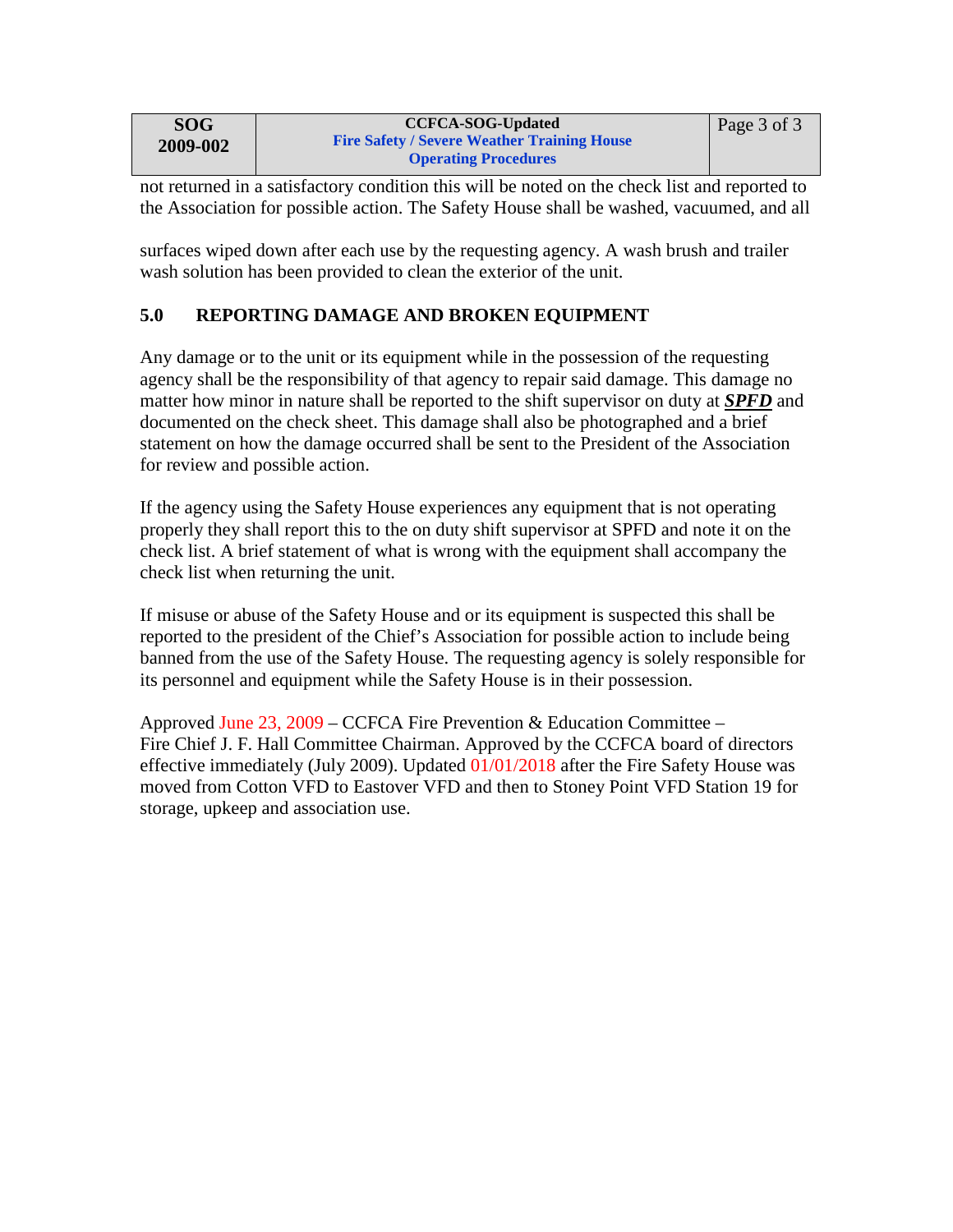not returned in a satisfactory condition this will be noted on the check list and reported to the Association for possible action. The Safety House shall be washed, vacuumed, and all

surfaces wiped down after each use by the requesting agency. A wash brush and trailer wash solution has been provided to clean the exterior of the unit.

## 5.0 REPORTING DAMAGE AND BROKEN EQUIPMENT

Any damage or to the unit or its equipment while in the possession of the requesting agency shall be the responsibility of that agency to repair said damage. This damage no matter how minor in nature shall be reported to the shift supervisor on duty at ***SPFD*** and documented on the check sheet. This damage shall also be photographed and a brief statement on how the damage occurred shall be sent to the President of the Association for review and possible action.

If the agency using the Safety House experiences any equipment that is not operating properly they shall report this to the on duty shift supervisor at SPFD and note it on the check list. A brief statement of what is wrong with the equipment shall accompany the check list when returning the unit.

If misuse or abuse of the Safety House and or its equipment is suspected this shall be reported to the president of the Chief's Association for possible action to include being banned from the use of the Safety House. The requesting agency is solely responsible for its personnel and equipment while the Safety House is in their possession.

Approved June 23, 2009 – CCFCA Fire Prevention & Education Committee – Fire Chief J. F. Hall Committee Chairman. Approved by the CCFCA board of directors effective immediately (July 2009). Updated 01/01/2018 after the Fire Safety House was moved from Cotton VFD to Eastover VFD and then to Stoney Point VFD Station 19 for storage, upkeep and association use.